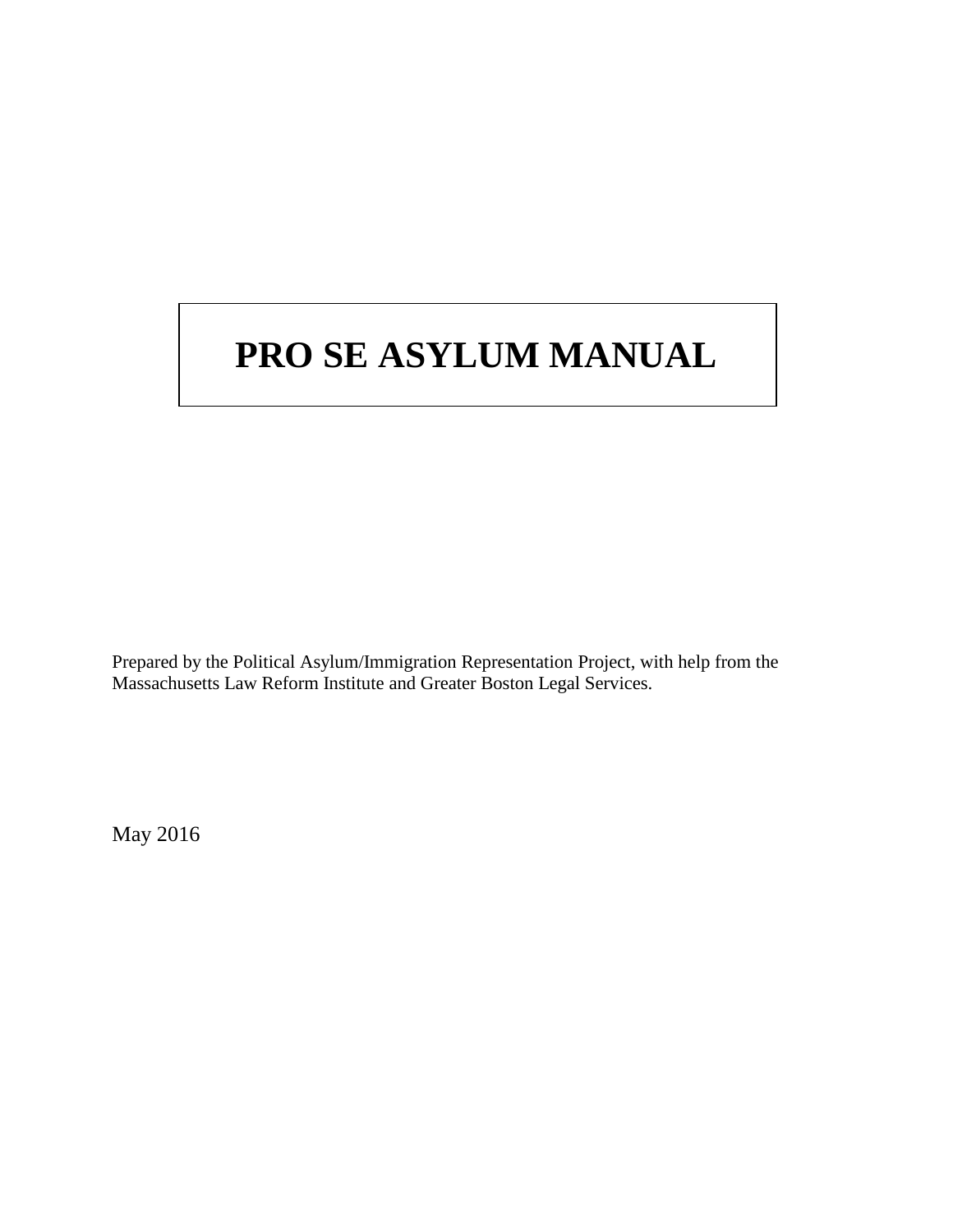# PRO SE ASYLUM MANUAL

Prepared by the Political Asylum/Immigration Representation Project, with help from the Massachusetts Law Reform Institute and Greater Boston Legal Services.

May 2016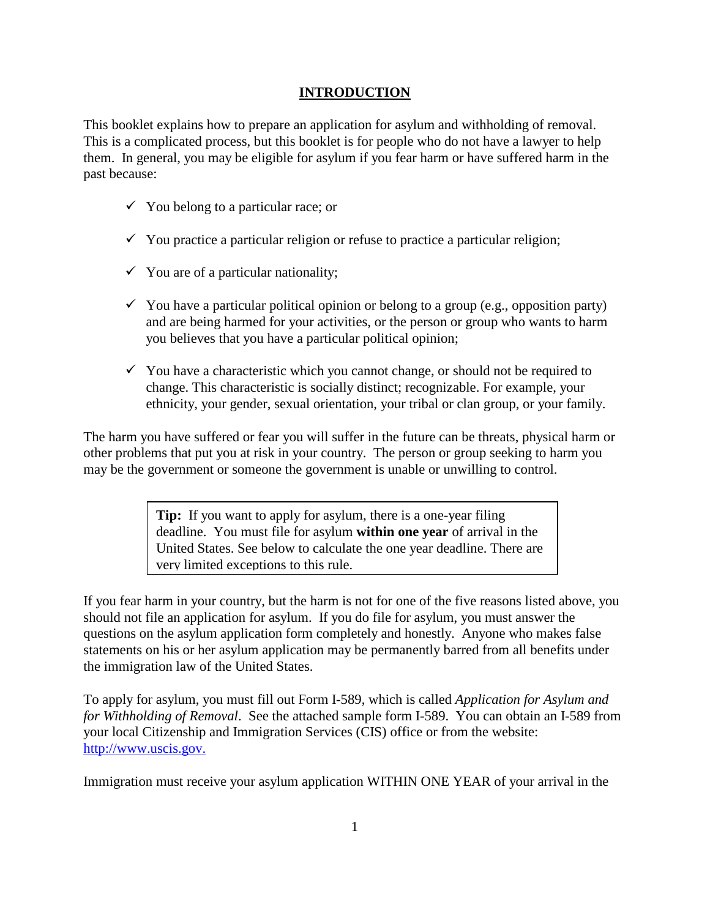## INTRODUCTION

This booklet explains how to prepare an application for asylum and withholding of removal. This is a complicated process, but this booklet is for people who do not have a lawyer to help them. In general, you may be eligible for asylum if you fear harm or have suffered harm in the past because:

- ✓ You belong to a particular race; or
- ✓ You practice a particular religion or refuse to practice a particular religion;
- ✓ You are of a particular nationality;
- ✓ You have a particular political opinion or belong to a group (e.g., opposition party) and are being harmed for your activities, or the person or group who wants to harm you believes that you have a particular political opinion;
- ✓ You have a characteristic which you cannot change, or should not be required to change. This characteristic is socially distinct; recognizable. For example, your ethnicity, your gender, sexual orientation, your tribal or clan group, or your family.

The harm you have suffered or fear you will suffer in the future can be threats, physical harm or other problems that put you at risk in your country. The person or group seeking to harm you may be the government or someone the government is unable or unwilling to control.

> **Tip:** If you want to apply for asylum, there is a one-year filing deadline. You must file for asylum **within one year** of arrival in the United States. See below to calculate the one year deadline. There are very limited exceptions to this rule.

If you fear harm in your country, but the harm is not for one of the five reasons listed above, you should not file an application for asylum. If you do file for asylum, you must answer the questions on the asylum application form completely and honestly. Anyone who makes false statements on his or her asylum application may be permanently barred from all benefits under the immigration law of the United States.

To apply for asylum, you must fill out Form I-589, which is called *Application for Asylum and for Withholding of Removal*. See the attached sample form I-589. You can obtain an I-589 from your local Citizenship and Immigration Services (CIS) office or from the website: http://www.uscis.gov.

Immigration must receive your asylum application WITHIN ONE YEAR of your arrival in the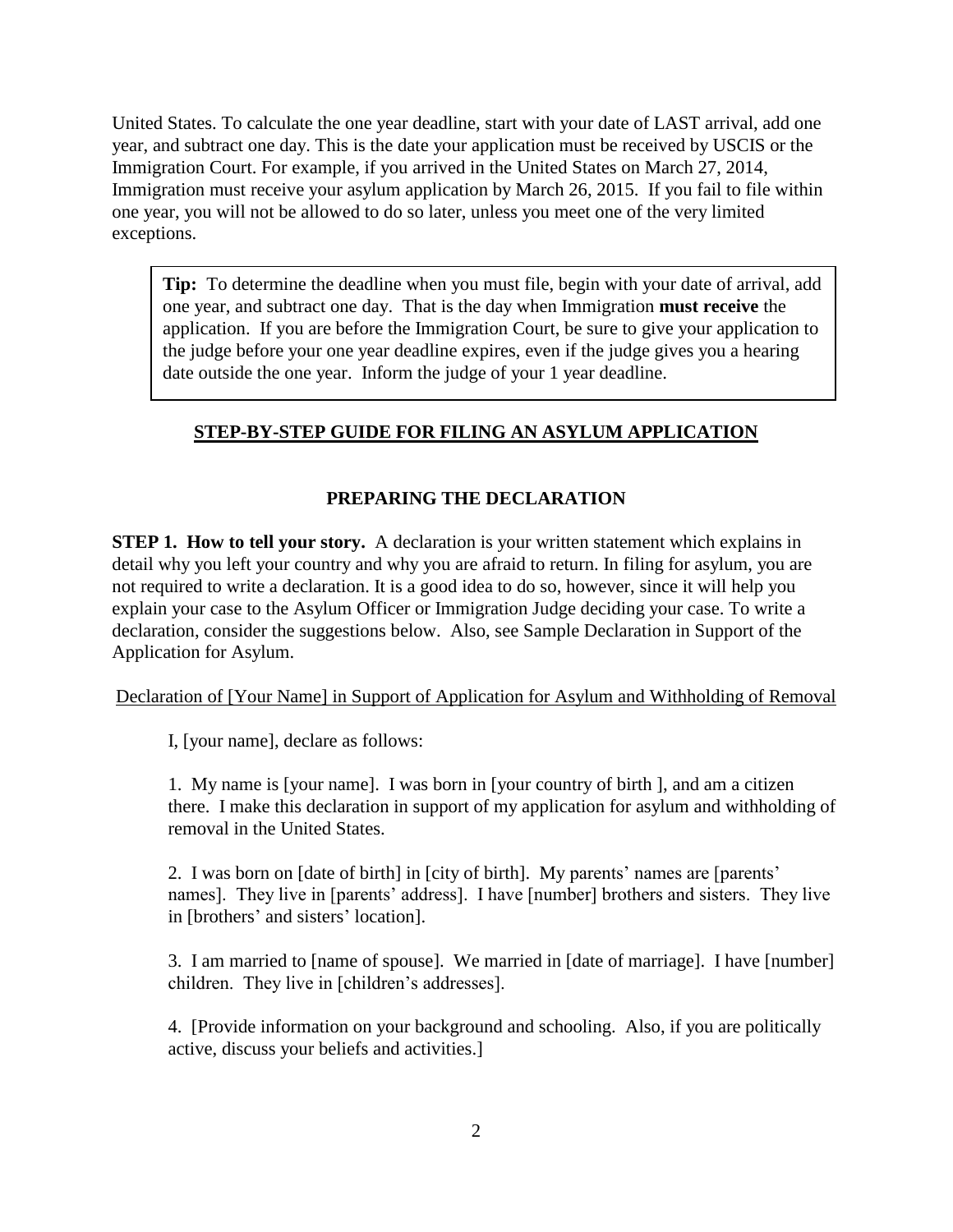United States. To calculate the one year deadline, start with your date of LAST arrival, add one year, and subtract one day. This is the date your application must be received by USCIS or the Immigration Court. For example, if you arrived in the United States on March 27, 2014, Immigration must receive your asylum application by March 26, 2015. If you fail to file within one year, you will not be allowed to do so later, unless you meet one of the very limited exceptions.

> **Tip:** To determine the deadline when you must file, begin with your date of arrival, add one year, and subtract one day. That is the day when Immigration **must receive** the application. If you are before the Immigration Court, be sure to give your application to the judge before your one year deadline expires, even if the judge gives you a hearing date outside the one year. Inform the judge of your 1 year deadline.

## STEP-BY-STEP GUIDE FOR FILING AN ASYLUM APPLICATION

### PREPARING THE DECLARATION

**STEP 1. How to tell your story.** A declaration is your written statement which explains in detail why you left your country and why you are afraid to return. In filing for asylum, you are not required to write a declaration. It is a good idea to do so, however, since it will help you explain your case to the Asylum Officer or Immigration Judge deciding your case. To write a declaration, consider the suggestions below. Also, see Sample Declaration in Support of the Application for Asylum.

Declaration of [Your Name] in Support of Application for Asylum and Withholding of Removal

I, [your name], declare as follows:

1. My name is [your name]. I was born in [your country of birth ], and am a citizen there. I make this declaration in support of my application for asylum and withholding of removal in the United States.

2. I was born on [date of birth] in [city of birth]. My parents' names are [parents' names]. They live in [parents' address]. I have [number] brothers and sisters. They live in [brothers' and sisters' location].

3. I am married to [name of spouse]. We married in [date of marriage]. I have [number] children. They live in [children's addresses].

4. [Provide information on your background and schooling. Also, if you are politically active, discuss your beliefs and activities.]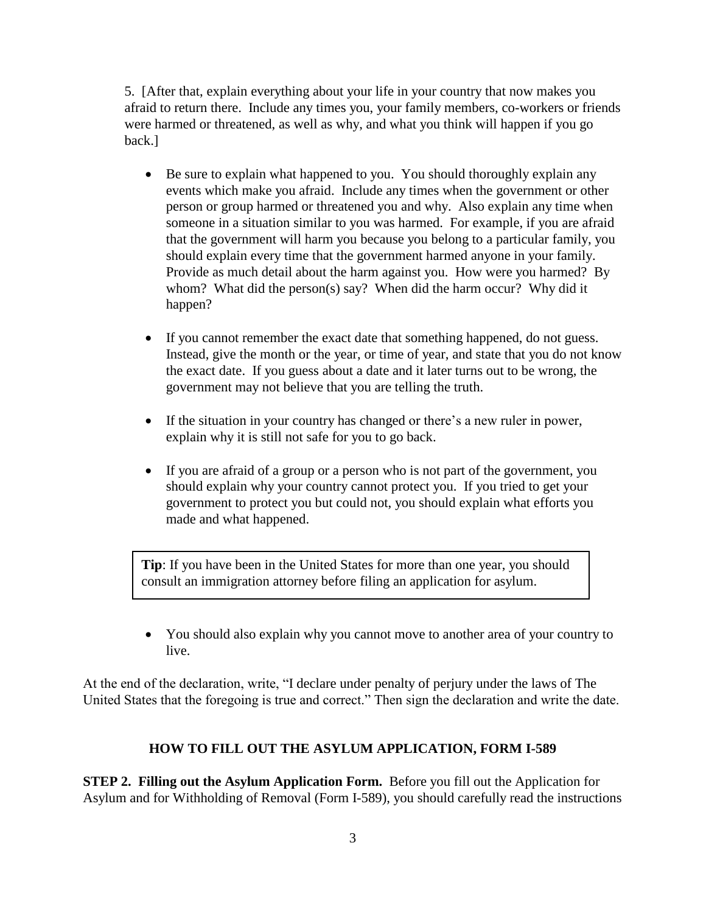5. [After that, explain everything about your life in your country that now makes you afraid to return there. Include any times you, your family members, co-workers or friends were harmed or threatened, as well as why, and what you think will happen if you go back.]

- Be sure to explain what happened to you. You should thoroughly explain any events which make you afraid. Include any times when the government or other person or group harmed or threatened you and why. Also explain any time when someone in a situation similar to you was harmed. For example, if you are afraid that the government will harm you because you belong to a particular family, you should explain every time that the government harmed anyone in your family. Provide as much detail about the harm against you. How were you harmed? By whom? What did the person(s) say? When did the harm occur? Why did it happen?

- If you cannot remember the exact date that something happened, do not guess. Instead, give the month or the year, or time of year, and state that you do not know the exact date. If you guess about a date and it later turns out to be wrong, the government may not believe that you are telling the truth.

- If the situation in your country has changed or there's a new ruler in power, explain why it is still not safe for you to go back.

- If you are afraid of a group or a person who is not part of the government, you should explain why your country cannot protect you. If you tried to get your government to protect you but could not, you should explain what efforts you made and what happened.

> **Tip**: If you have been in the United States for more than one year, you should consult an immigration attorney before filing an application for asylum.

- You should also explain why you cannot move to another area of your country to live.

At the end of the declaration, write, "I declare under penalty of perjury under the laws of The United States that the foregoing is true and correct." Then sign the declaration and write the date.

## HOW TO FILL OUT THE ASYLUM APPLICATION, FORM I-589

**STEP 2. Filling out the Asylum Application Form.** Before you fill out the Application for Asylum and for Withholding of Removal (Form I-589), you should carefully read the instructions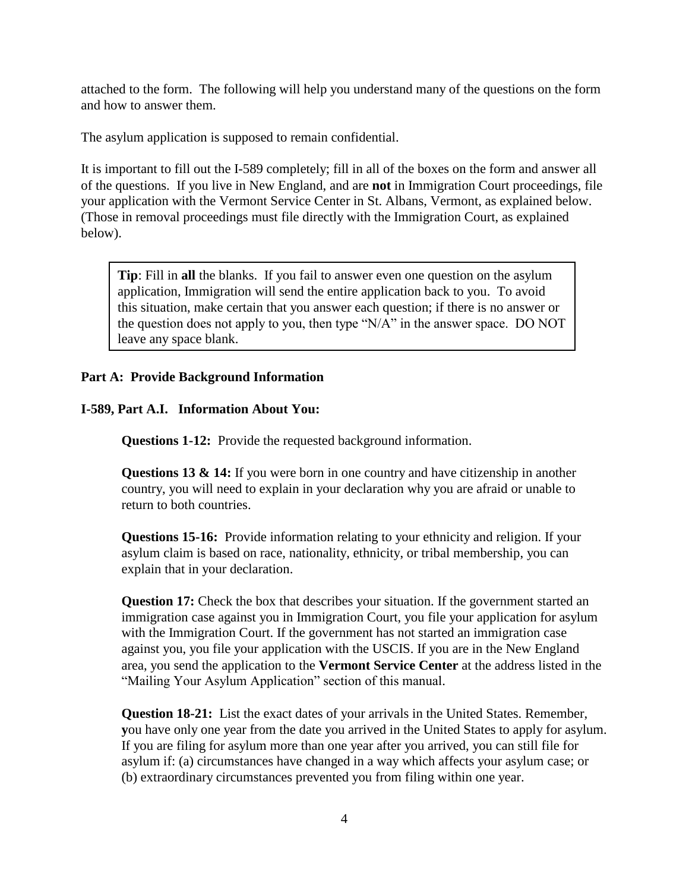attached to the form. The following will help you understand many of the questions on the form and how to answer them.

The asylum application is supposed to remain confidential.

It is important to fill out the I-589 completely; fill in all of the boxes on the form and answer all of the questions. If you live in New England, and are **not** in Immigration Court proceedings, file your application with the Vermont Service Center in St. Albans, Vermont, as explained below. (Those in removal proceedings must file directly with the Immigration Court, as explained below).

> **Tip**: Fill in **all** the blanks. If you fail to answer even one question on the asylum application, Immigration will send the entire application back to you. To avoid this situation, make certain that you answer each question; if there is no answer or the question does not apply to you, then type "N/A" in the answer space. DO NOT leave any space blank.

## Part A: Provide Background Information

### I-589, Part A.I. Information About You:

**Questions 1-12:** Provide the requested background information.

**Questions 13 & 14:** If you were born in one country and have citizenship in another country, you will need to explain in your declaration why you are afraid or unable to return to both countries.

**Questions 15-16:** Provide information relating to your ethnicity and religion. If your asylum claim is based on race, nationality, ethnicity, or tribal membership, you can explain that in your declaration.

**Question 17:** Check the box that describes your situation. If the government started an immigration case against you in Immigration Court, you file your application for asylum with the Immigration Court. If the government has not started an immigration case against you, you file your application with the USCIS. If you are in the New England area, you send the application to the **Vermont Service Center** at the address listed in the "Mailing Your Asylum Application" section of this manual.

**Question 18-21:** List the exact dates of your arrivals in the United States. Remember, **y**ou have only one year from the date you arrived in the United States to apply for asylum. If you are filing for asylum more than one year after you arrived, you can still file for asylum if: (a) circumstances have changed in a way which affects your asylum case; or (b) extraordinary circumstances prevented you from filing within one year.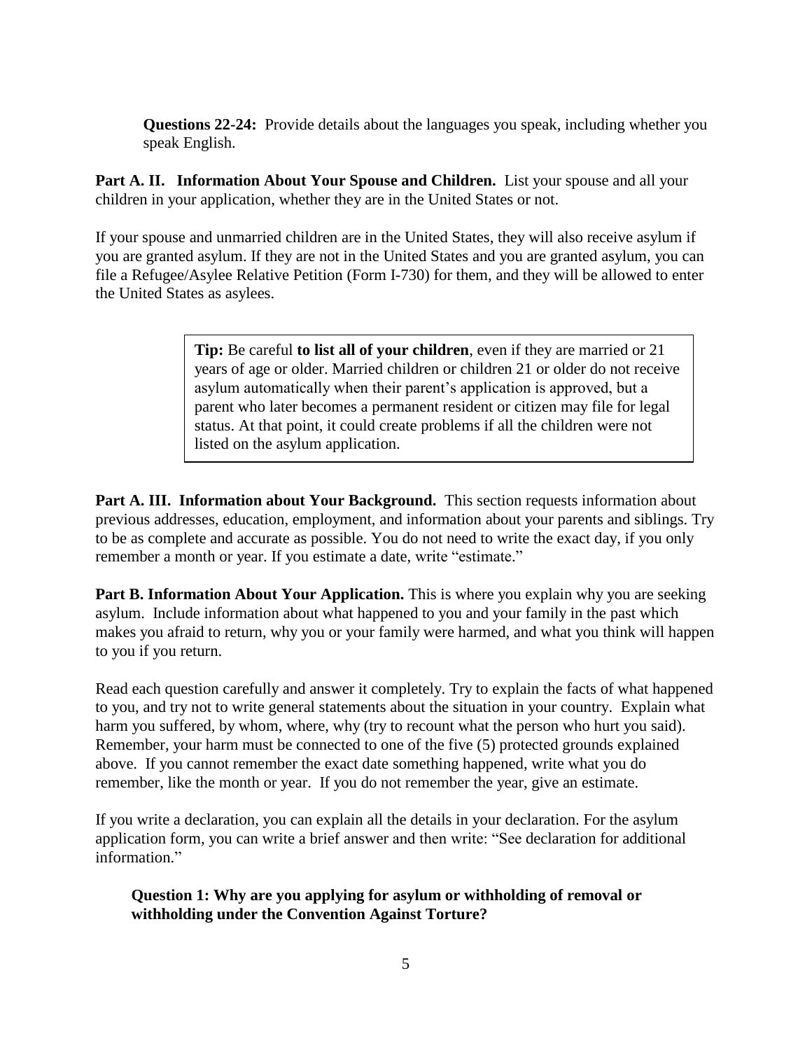**Questions 22-24:** Provide details about the languages you speak, including whether you speak English.

**Part A. II. Information About Your Spouse and Children.** List your spouse and all your children in your application, whether they are in the United States or not.

If your spouse and unmarried children are in the United States, they will also receive asylum if you are granted asylum. If they are not in the United States and you are granted asylum, you can file a Refugee/Asylee Relative Petition (Form I-730) for them, and they will be allowed to enter the United States as asylees.

> **Tip:** Be careful **to list all of your children**, even if they are married or 21 years of age or older. Married children or children 21 or older do not receive asylum automatically when their parent's application is approved, but a parent who later becomes a permanent resident or citizen may file for legal status. At that point, it could create problems if all the children were not listed on the asylum application.

**Part A. III. Information about Your Background.** This section requests information about previous addresses, education, employment, and information about your parents and siblings. Try to be as complete and accurate as possible. You do not need to write the exact day, if you only remember a month or year. If you estimate a date, write "estimate."

**Part B. Information About Your Application.** This is where you explain why you are seeking asylum. Include information about what happened to you and your family in the past which makes you afraid to return, why you or your family were harmed, and what you think will happen to you if you return.

Read each question carefully and answer it completely. Try to explain the facts of what happened to you, and try not to write general statements about the situation in your country. Explain what harm you suffered, by whom, where, why (try to recount what the person who hurt you said). Remember, your harm must be connected to one of the five (5) protected grounds explained above. If you cannot remember the exact date something happened, write what you do remember, like the month or year. If you do not remember the year, give an estimate.

If you write a declaration, you can explain all the details in your declaration. For the asylum application form, you can write a brief answer and then write: "See declaration for additional information."

**Question 1: Why are you applying for asylum or withholding of removal or withholding under the Convention Against Torture?**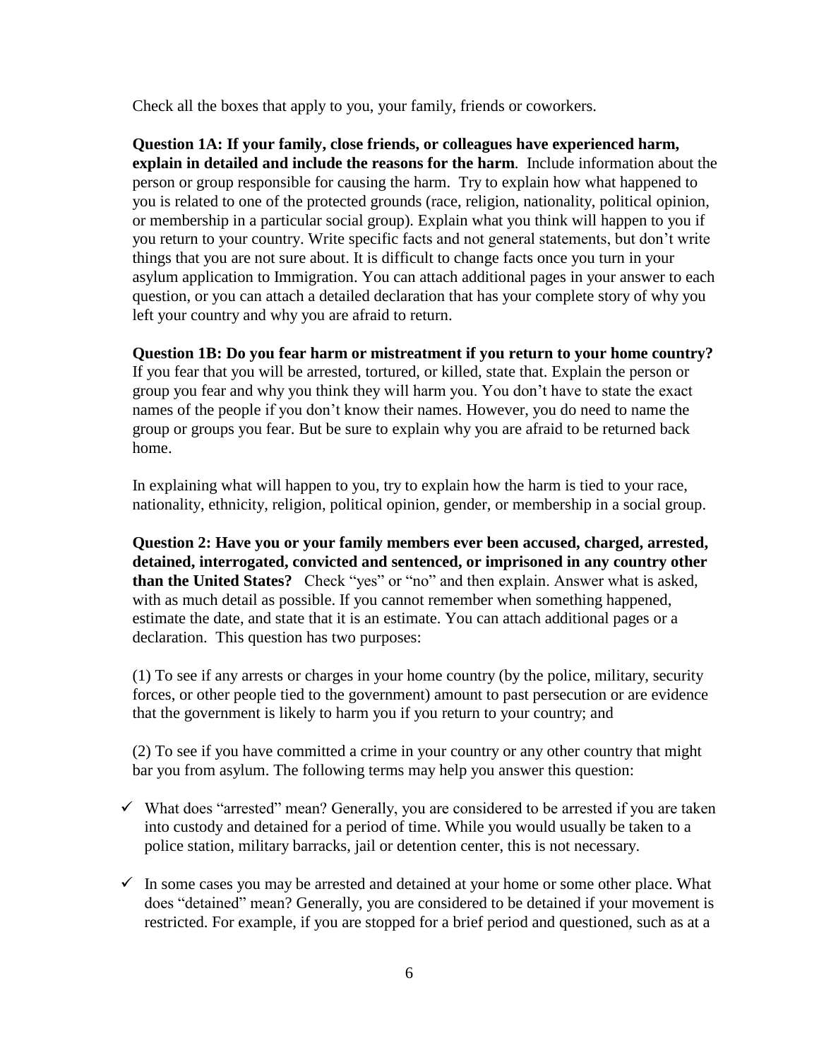Check all the boxes that apply to you, your family, friends or coworkers.

**Question 1A: If your family, close friends, or colleagues have experienced harm, explain in detailed and include the reasons for the harm**. Include information about the person or group responsible for causing the harm. Try to explain how what happened to you is related to one of the protected grounds (race, religion, nationality, political opinion, or membership in a particular social group). Explain what you think will happen to you if you return to your country. Write specific facts and not general statements, but don't write things that you are not sure about. It is difficult to change facts once you turn in your asylum application to Immigration. You can attach additional pages in your answer to each question, or you can attach a detailed declaration that has your complete story of why you left your country and why you are afraid to return.

**Question 1B: Do you fear harm or mistreatment if you return to your home country?** If you fear that you will be arrested, tortured, or killed, state that. Explain the person or group you fear and why you think they will harm you. You don't have to state the exact names of the people if you don't know their names. However, you do need to name the group or groups you fear. But be sure to explain why you are afraid to be returned back home.

In explaining what will happen to you, try to explain how the harm is tied to your race, nationality, ethnicity, religion, political opinion, gender, or membership in a social group.

**Question 2: Have you or your family members ever been accused, charged, arrested, detained, interrogated, convicted and sentenced, or imprisoned in any country other than the United States?** Check "yes" or "no" and then explain. Answer what is asked, with as much detail as possible. If you cannot remember when something happened, estimate the date, and state that it is an estimate. You can attach additional pages or a declaration. This question has two purposes:

(1) To see if any arrests or charges in your home country (by the police, military, security forces, or other people tied to the government) amount to past persecution or are evidence that the government is likely to harm you if you return to your country; and

(2) To see if you have committed a crime in your country or any other country that might bar you from asylum. The following terms may help you answer this question:

- ✓ What does "arrested" mean? Generally, you are considered to be arrested if you are taken into custody and detained for a period of time. While you would usually be taken to a police station, military barracks, jail or detention center, this is not necessary.
- ✓ In some cases you may be arrested and detained at your home or some other place. What does "detained" mean? Generally, you are considered to be detained if your movement is restricted. For example, if you are stopped for a brief period and questioned, such as at a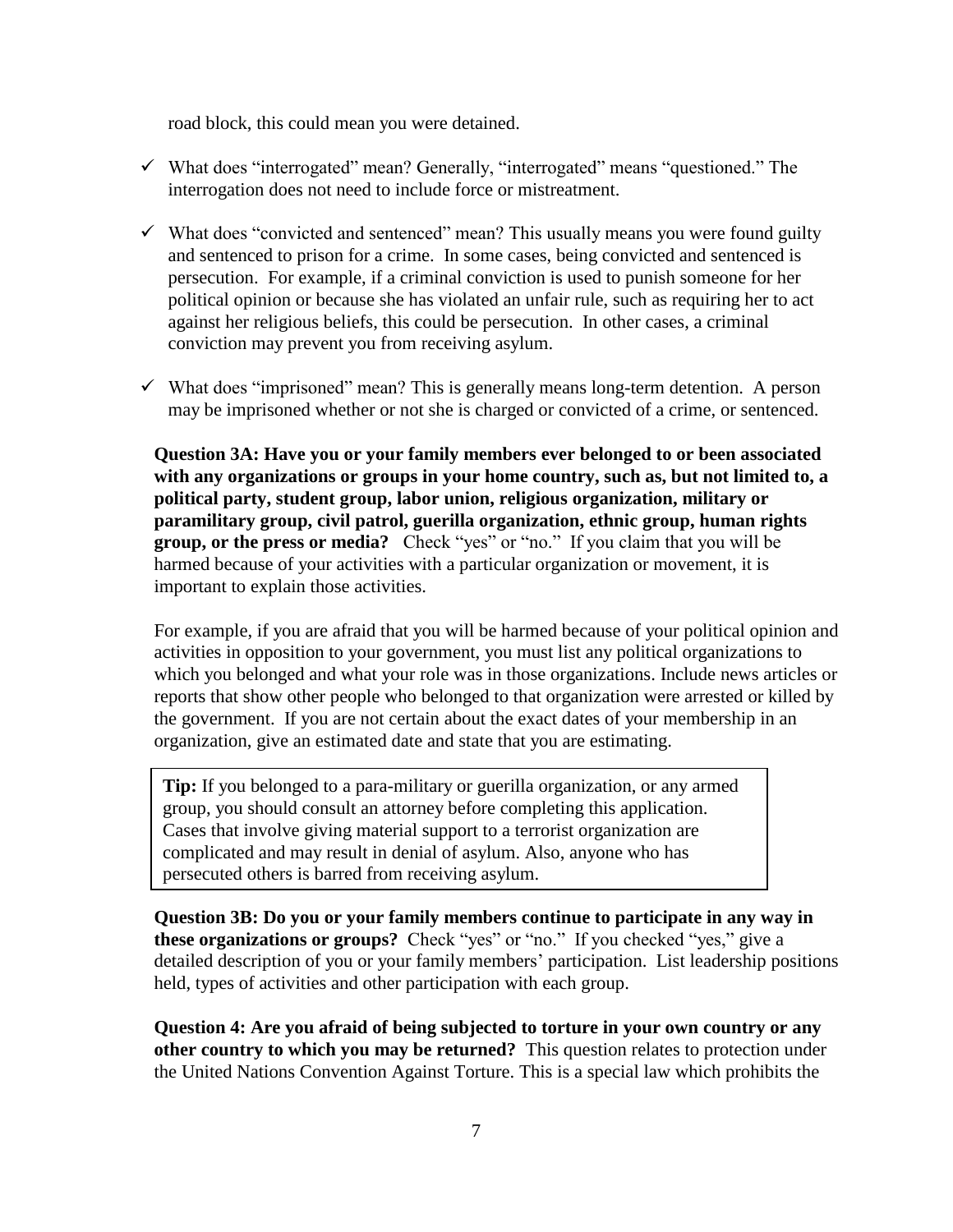road block, this could mean you were detained.

- ✓ What does "interrogated" mean? Generally, "interrogated" means "questioned." The interrogation does not need to include force or mistreatment.
- ✓ What does "convicted and sentenced" mean? This usually means you were found guilty and sentenced to prison for a crime. In some cases, being convicted and sentenced is persecution. For example, if a criminal conviction is used to punish someone for her political opinion or because she has violated an unfair rule, such as requiring her to act against her religious beliefs, this could be persecution. In other cases, a criminal conviction may prevent you from receiving asylum.
- ✓ What does "imprisoned" mean? This is generally means long-term detention. A person may be imprisoned whether or not she is charged or convicted of a crime, or sentenced.

**Question 3A: Have you or your family members ever belonged to or been associated with any organizations or groups in your home country, such as, but not limited to, a political party, student group, labor union, religious organization, military or paramilitary group, civil patrol, guerilla organization, ethnic group, human rights group, or the press or media?** Check "yes" or "no." If you claim that you will be harmed because of your activities with a particular organization or movement, it is important to explain those activities.

For example, if you are afraid that you will be harmed because of your political opinion and activities in opposition to your government, you must list any political organizations to which you belonged and what your role was in those organizations. Include news articles or reports that show other people who belonged to that organization were arrested or killed by the government. If you are not certain about the exact dates of your membership in an organization, give an estimated date and state that you are estimating.

> **Tip:** If you belonged to a para-military or guerilla organization, or any armed group, you should consult an attorney before completing this application. Cases that involve giving material support to a terrorist organization are complicated and may result in denial of asylum. Also, anyone who has persecuted others is barred from receiving asylum.

**Question 3B: Do you or your family members continue to participate in any way in these organizations or groups?** Check "yes" or "no." If you checked "yes," give a detailed description of you or your family members' participation. List leadership positions held, types of activities and other participation with each group.

**Question 4: Are you afraid of being subjected to torture in your own country or any other country to which you may be returned?** This question relates to protection under the United Nations Convention Against Torture. This is a special law which prohibits the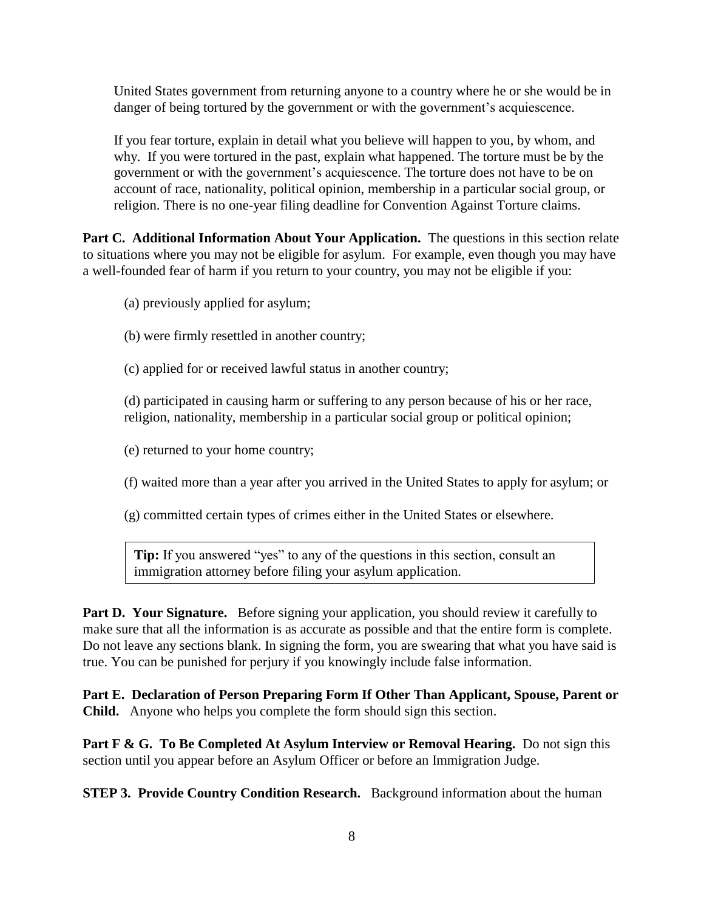United States government from returning anyone to a country where he or she would be in danger of being tortured by the government or with the government's acquiescence.

If you fear torture, explain in detail what you believe will happen to you, by whom, and why. If you were tortured in the past, explain what happened. The torture must be by the government or with the government's acquiescence. The torture does not have to be on account of race, nationality, political opinion, membership in a particular social group, or religion. There is no one-year filing deadline for Convention Against Torture claims.

**Part C. Additional Information About Your Application.** The questions in this section relate to situations where you may not be eligible for asylum. For example, even though you may have a well-founded fear of harm if you return to your country, you may not be eligible if you:

(a) previously applied for asylum;

(b) were firmly resettled in another country;

(c) applied for or received lawful status in another country;

(d) participated in causing harm or suffering to any person because of his or her race, religion, nationality, membership in a particular social group or political opinion;

(e) returned to your home country;

(f) waited more than a year after you arrived in the United States to apply for asylum; or

(g) committed certain types of crimes either in the United States or elsewhere.

> **Tip:** If you answered "yes" to any of the questions in this section, consult an immigration attorney before filing your asylum application.

**Part D. Your Signature.** Before signing your application, you should review it carefully to make sure that all the information is as accurate as possible and that the entire form is complete. Do not leave any sections blank. In signing the form, you are swearing that what you have said is true. You can be punished for perjury if you knowingly include false information.

**Part E. Declaration of Person Preparing Form If Other Than Applicant, Spouse, Parent or Child.** Anyone who helps you complete the form should sign this section.

**Part F & G. To Be Completed At Asylum Interview or Removal Hearing.** Do not sign this section until you appear before an Asylum Officer or before an Immigration Judge.

**STEP 3. Provide Country Condition Research.** Background information about the human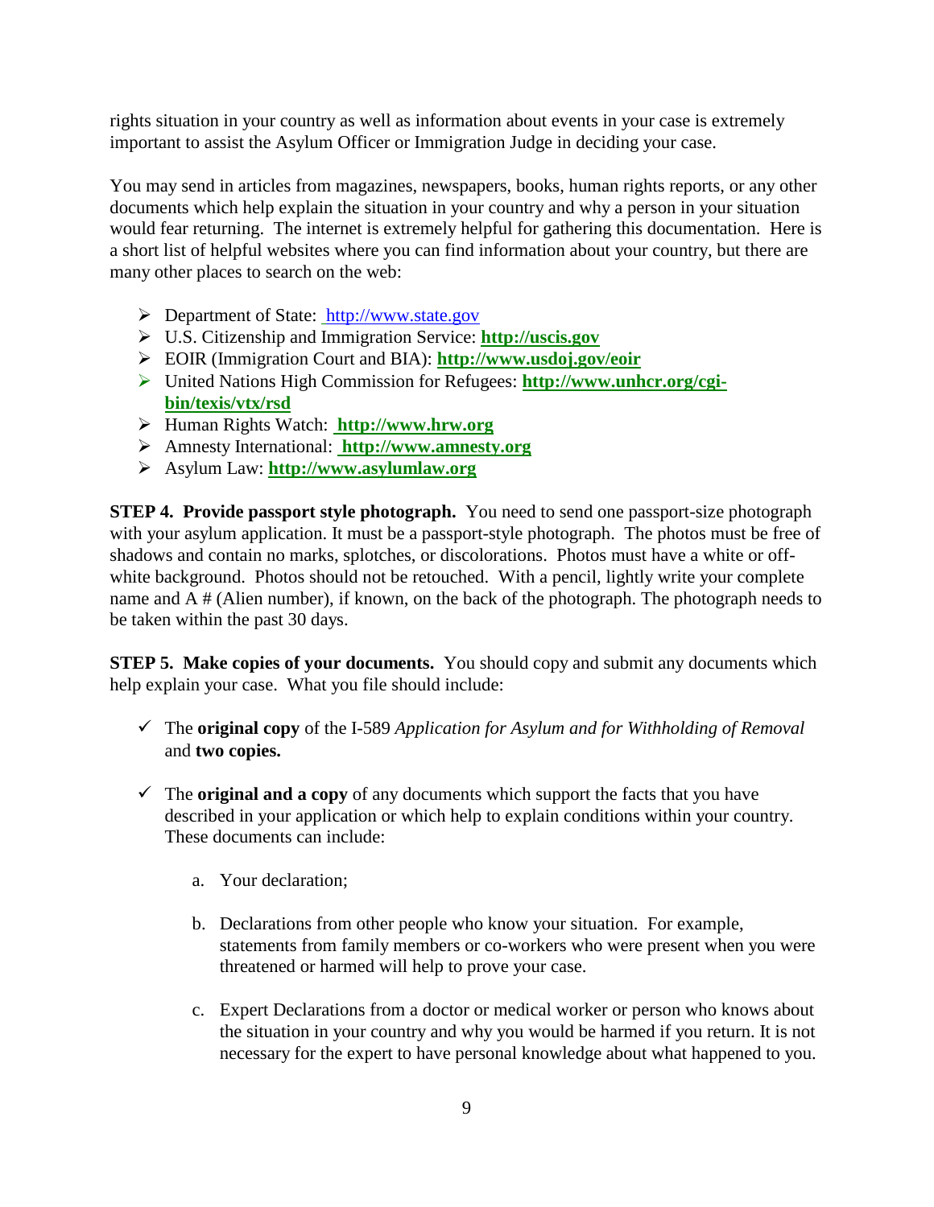rights situation in your country as well as information about events in your case is extremely important to assist the Asylum Officer or Immigration Judge in deciding your case.

You may send in articles from magazines, newspapers, books, human rights reports, or any other documents which help explain the situation in your country and why a person in your situation would fear returning. The internet is extremely helpful for gathering this documentation. Here is a short list of helpful websites where you can find information about your country, but there are many other places to search on the web:

- Department of State: http://www.state.gov
- U.S. Citizenship and Immigration Service: **http://uscis.gov**
- EOIR (Immigration Court and BIA): **http://www.usdoj.gov/eoir**
- United Nations High Commission for Refugees: **http://www.unhcr.org/cgi-bin/texis/vtx/rsd**
- Human Rights Watch: **http://www.hrw.org**
- Amnesty International: **http://www.amnesty.org**
- Asylum Law: **http://www.asylumlaw.org**

**STEP 4. Provide passport style photograph.** You need to send one passport-size photograph with your asylum application. It must be a passport-style photograph. The photos must be free of shadows and contain no marks, splotches, or discolorations. Photos must have a white or off-white background. Photos should not be retouched. With a pencil, lightly write your complete name and A # (Alien number), if known, on the back of the photograph. The photograph needs to be taken within the past 30 days.

**STEP 5. Make copies of your documents.** You should copy and submit any documents which help explain your case. What you file should include:

- ✓ The **original copy** of the I-589 *Application for Asylum and for Withholding of Removal* and **two copies.**

- ✓ The **original and a copy** of any documents which support the facts that you have described in your application or which help to explain conditions within your country. These documents can include:

  a. Your declaration;

  b. Declarations from other people who know your situation. For example, statements from family members or co-workers who were present when you were threatened or harmed will help to prove your case.

  c. Expert Declarations from a doctor or medical worker or person who knows about the situation in your country and why you would be harmed if you return. It is not necessary for the expert to have personal knowledge about what happened to you.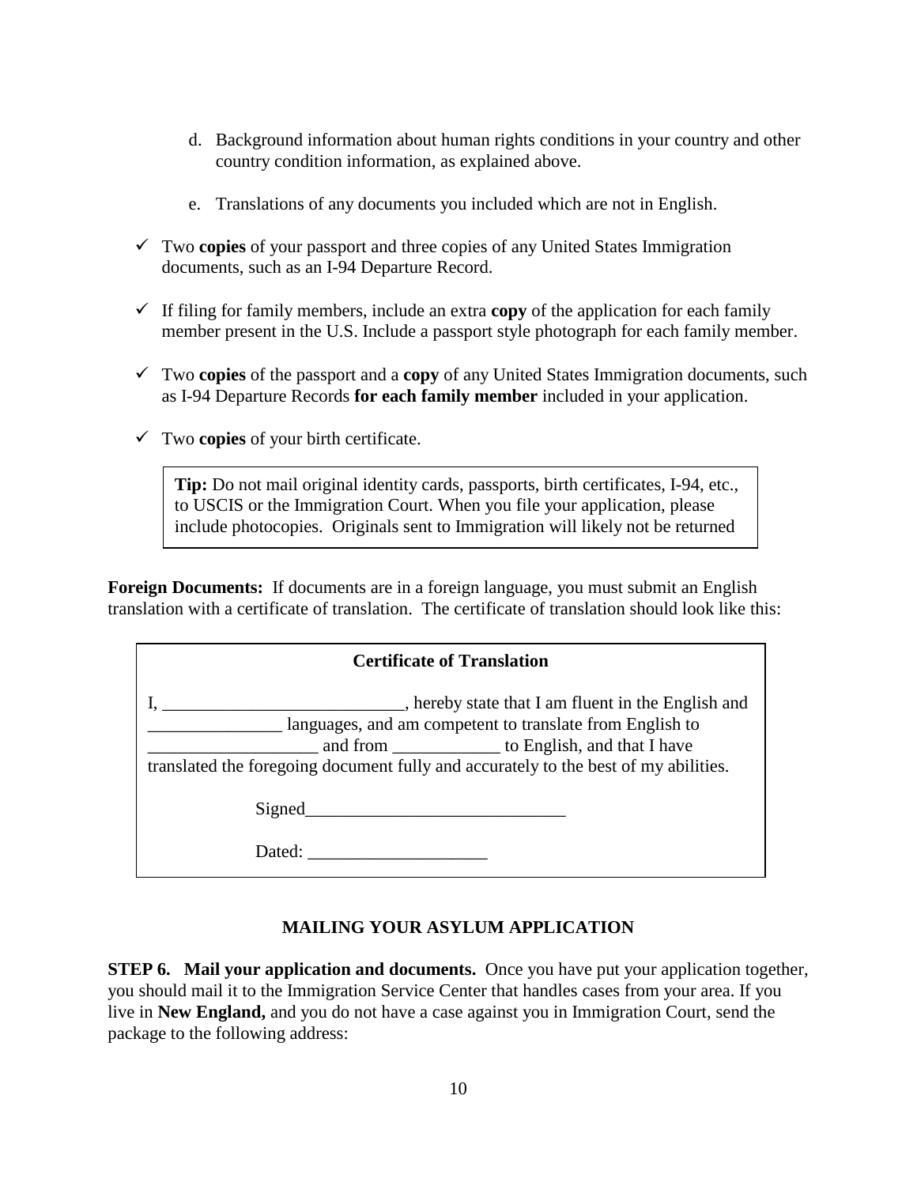d. Background information about human rights conditions in your country and other country condition information, as explained above.

e. Translations of any documents you included which are not in English.

- ✓ Two **copies** of your passport and three copies of any United States Immigration documents, such as an I-94 Departure Record.

- ✓ If filing for family members, include an extra **copy** of the application for each family member present in the U.S. Include a passport style photograph for each family member.

- ✓ Two **copies** of the passport and a **copy** of any United States Immigration documents, such as I-94 Departure Records **for each family member** included in your application.

- ✓ Two **copies** of your birth certificate.

> **Tip:** Do not mail original identity cards, passports, birth certificates, I-94, etc., to USCIS or the Immigration Court. When you file your application, please include photocopies. Originals sent to Immigration will likely not be returned

**Foreign Documents:** If documents are in a foreign language, you must submit an English translation with a certificate of translation. The certificate of translation should look like this:

> **Certificate of Translation**
>
> I, ___________________________, hereby state that I am fluent in the English and _______________ languages, and am competent to translate from English to ___________________ and from ____________ to English, and that I have translated the foregoing document fully and accurately to the best of my abilities.
>
> Signed_____________________________
>
> Dated: ____________________

**MAILING YOUR ASYLUM APPLICATION**

**STEP 6. Mail your application and documents.** Once you have put your application together, you should mail it to the Immigration Service Center that handles cases from your area. If you live in **New England,** and you do not have a case against you in Immigration Court, send the package to the following address: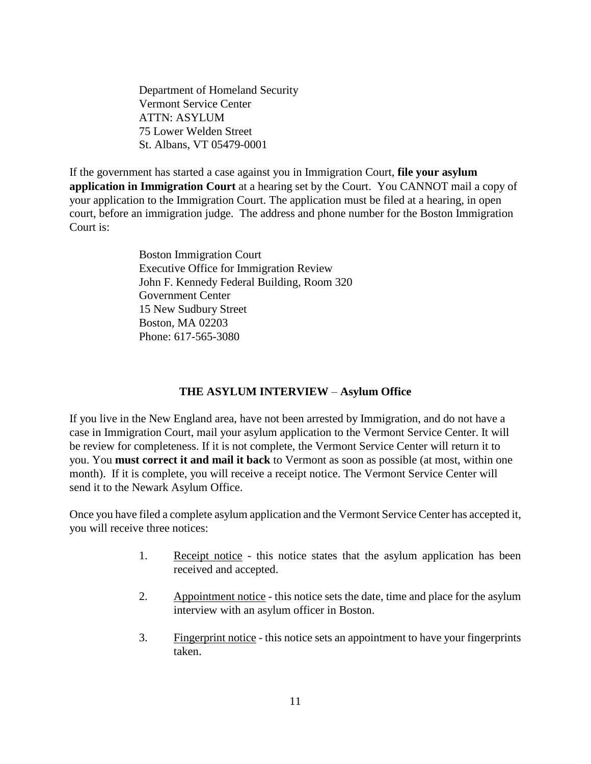Department of Homeland Security
Vermont Service Center
ATTN: ASYLUM
75 Lower Welden Street
St. Albans, VT 05479-0001

If the government has started a case against you in Immigration Court, **file your asylum application in Immigration Court** at a hearing set by the Court. You CANNOT mail a copy of your application to the Immigration Court. The application must be filed at a hearing, in open court, before an immigration judge. The address and phone number for the Boston Immigration Court is:

Boston Immigration Court
Executive Office for Immigration Review
John F. Kennedy Federal Building, Room 320
Government Center
15 New Sudbury Street
Boston, MA 02203
Phone: 617-565-3080

## THE ASYLUM INTERVIEW – Asylum Office

If you live in the New England area, have not been arrested by Immigration, and do not have a case in Immigration Court, mail your asylum application to the Vermont Service Center. It will be review for completeness. If it is not complete, the Vermont Service Center will return it to you. You **must correct it and mail it back** to Vermont as soon as possible (at most, within one month). If it is complete, you will receive a receipt notice. The Vermont Service Center will send it to the Newark Asylum Office.

Once you have filed a complete asylum application and the Vermont Service Center has accepted it, you will receive three notices:

1. Receipt notice - this notice states that the asylum application has been received and accepted.
2. Appointment notice - this notice sets the date, time and place for the asylum interview with an asylum officer in Boston.
3. Fingerprint notice - this notice sets an appointment to have your fingerprints taken.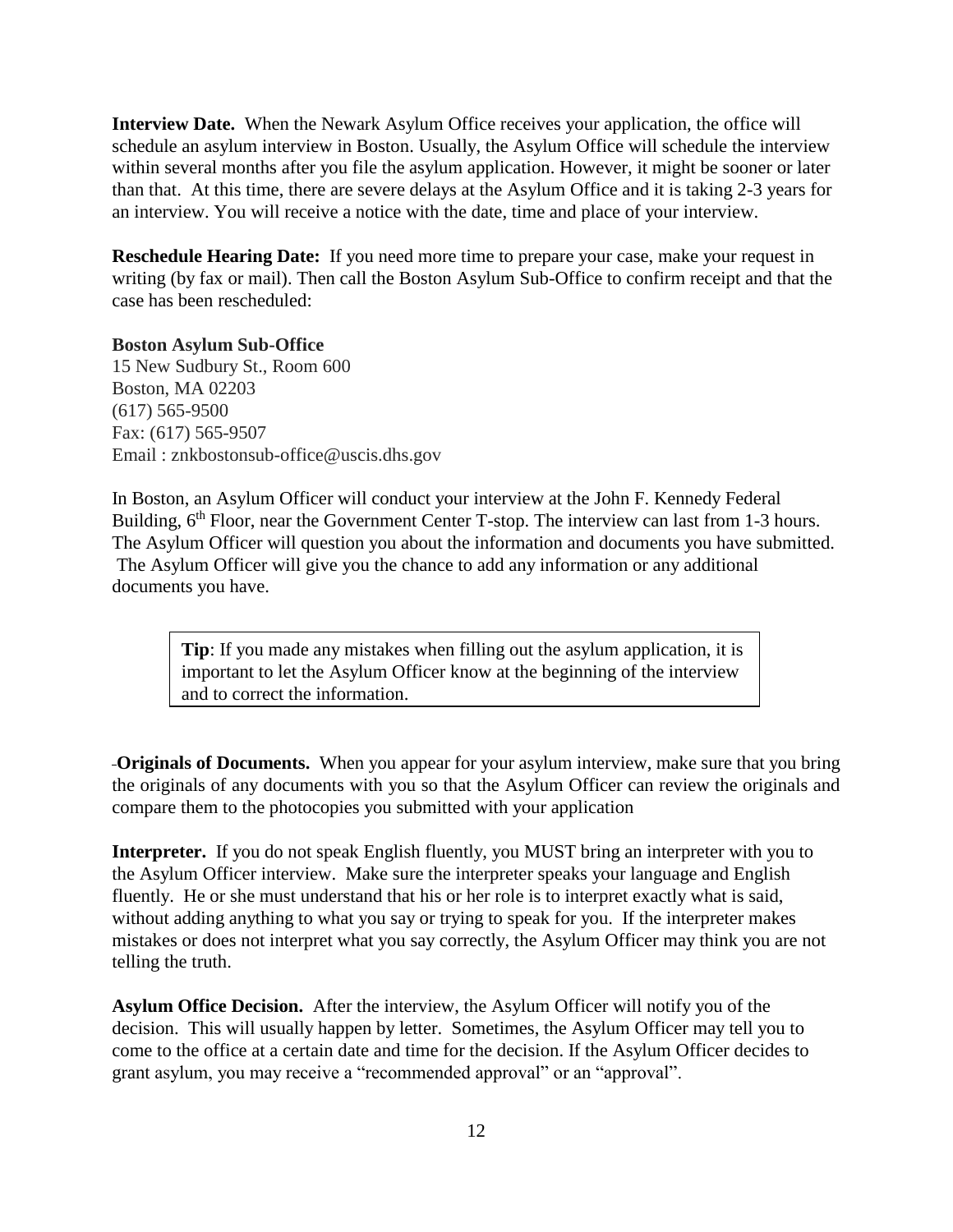**Interview Date.** When the Newark Asylum Office receives your application, the office will schedule an asylum interview in Boston. Usually, the Asylum Office will schedule the interview within several months after you file the asylum application. However, it might be sooner or later than that. At this time, there are severe delays at the Asylum Office and it is taking 2-3 years for an interview. You will receive a notice with the date, time and place of your interview.

**Reschedule Hearing Date:** If you need more time to prepare your case, make your request in writing (by fax or mail). Then call the Boston Asylum Sub-Office to confirm receipt and that the case has been rescheduled:

**Boston Asylum Sub-Office**
15 New Sudbury St., Room 600
Boston, MA 02203
(617) 565-9500
Fax: (617) 565-9507
Email : znkbostonsub-office@uscis.dhs.gov

In Boston, an Asylum Officer will conduct your interview at the John F. Kennedy Federal Building, 6th Floor, near the Government Center T-stop. The interview can last from 1-3 hours. The Asylum Officer will question you about the information and documents you have submitted. The Asylum Officer will give you the chance to add any information or any additional documents you have.

> **Tip**: If you made any mistakes when filling out the asylum application, it is important to let the Asylum Officer know at the beginning of the interview and to correct the information.

**Originals of Documents.** When you appear for your asylum interview, make sure that you bring the originals of any documents with you so that the Asylum Officer can review the originals and compare them to the photocopies you submitted with your application

**Interpreter.** If you do not speak English fluently, you MUST bring an interpreter with you to the Asylum Officer interview. Make sure the interpreter speaks your language and English fluently. He or she must understand that his or her role is to interpret exactly what is said, without adding anything to what you say or trying to speak for you. If the interpreter makes mistakes or does not interpret what you say correctly, the Asylum Officer may think you are not telling the truth.

**Asylum Office Decision.** After the interview, the Asylum Officer will notify you of the decision. This will usually happen by letter. Sometimes, the Asylum Officer may tell you to come to the office at a certain date and time for the decision. If the Asylum Officer decides to grant asylum, you may receive a "recommended approval" or an "approval".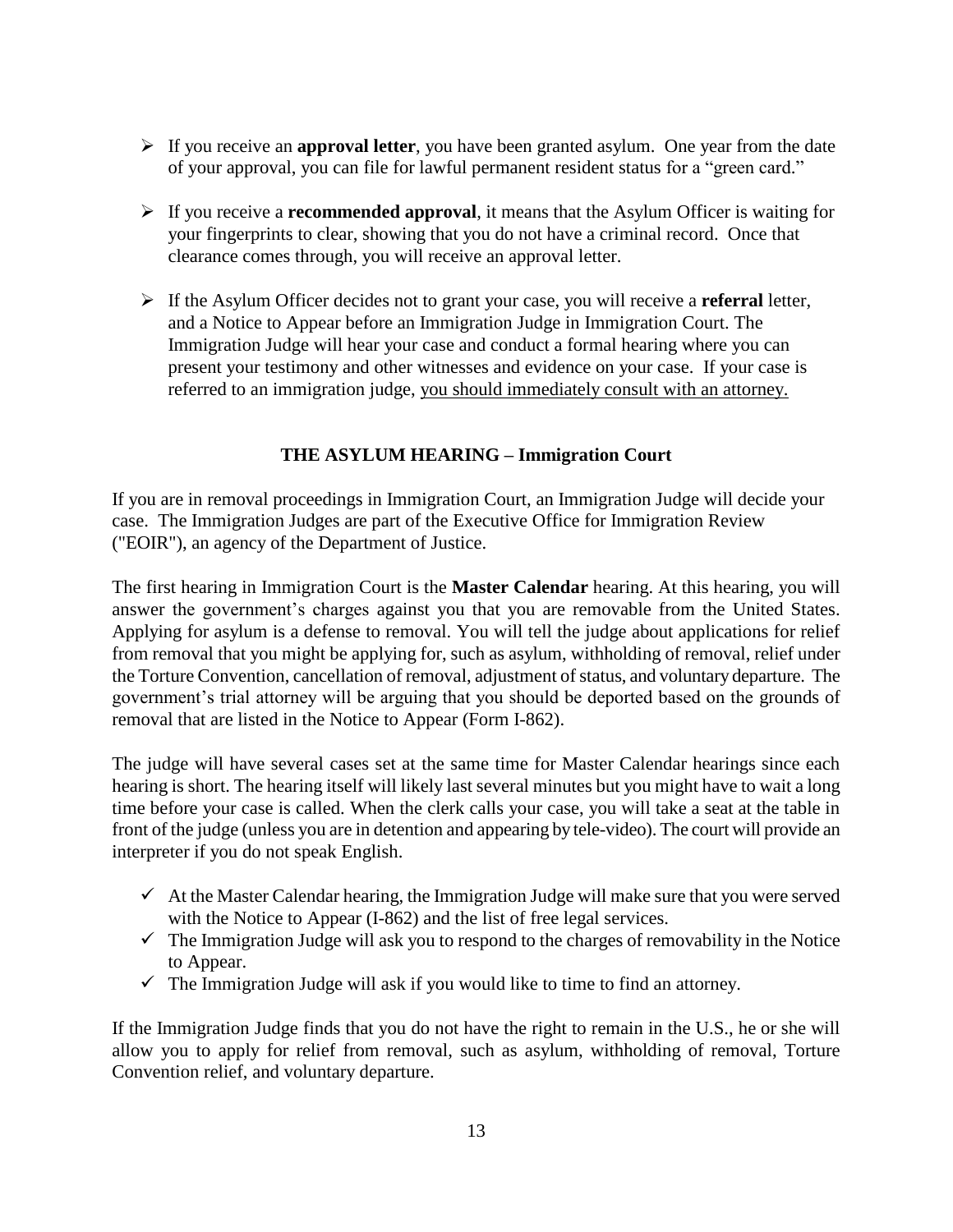- If you receive an **approval letter**, you have been granted asylum. One year from the date of your approval, you can file for lawful permanent resident status for a "green card."
- If you receive a **recommended approval**, it means that the Asylum Officer is waiting for your fingerprints to clear, showing that you do not have a criminal record. Once that clearance comes through, you will receive an approval letter.
- If the Asylum Officer decides not to grant your case, you will receive a **referral** letter, and a Notice to Appear before an Immigration Judge in Immigration Court. The Immigration Judge will hear your case and conduct a formal hearing where you can present your testimony and other witnesses and evidence on your case. If your case is referred to an immigration judge, <u>you should immediately consult with an attorney.</u>

## THE ASYLUM HEARING – Immigration Court

If you are in removal proceedings in Immigration Court, an Immigration Judge will decide your case. The Immigration Judges are part of the Executive Office for Immigration Review ("EOIR"), an agency of the Department of Justice.

The first hearing in Immigration Court is the **Master Calendar** hearing. At this hearing, you will answer the government's charges against you that you are removable from the United States. Applying for asylum is a defense to removal. You will tell the judge about applications for relief from removal that you might be applying for, such as asylum, withholding of removal, relief under the Torture Convention, cancellation of removal, adjustment of status, and voluntary departure. The government's trial attorney will be arguing that you should be deported based on the grounds of removal that are listed in the Notice to Appear (Form I-862).

The judge will have several cases set at the same time for Master Calendar hearings since each hearing is short. The hearing itself will likely last several minutes but you might have to wait a long time before your case is called. When the clerk calls your case, you will take a seat at the table in front of the judge (unless you are in detention and appearing by tele-video). The court will provide an interpreter if you do not speak English.

- ✓ At the Master Calendar hearing, the Immigration Judge will make sure that you were served with the Notice to Appear (I-862) and the list of free legal services.
- ✓ The Immigration Judge will ask you to respond to the charges of removability in the Notice to Appear.
- ✓ The Immigration Judge will ask if you would like to time to find an attorney.

If the Immigration Judge finds that you do not have the right to remain in the U.S., he or she will allow you to apply for relief from removal, such as asylum, withholding of removal, Torture Convention relief, and voluntary departure.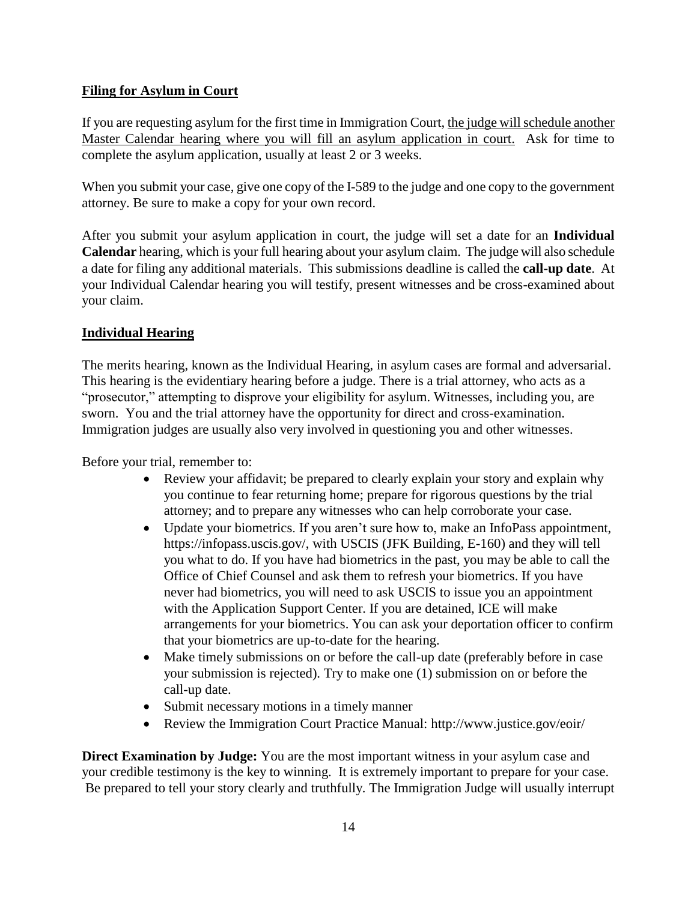## **Filing for Asylum in Court**

If you are requesting asylum for the first time in Immigration Court, <u>the judge will schedule another Master Calendar hearing where you will fill an asylum application in court.</u> Ask for time to complete the asylum application, usually at least 2 or 3 weeks.

When you submit your case, give one copy of the I-589 to the judge and one copy to the government attorney. Be sure to make a copy for your own record.

After you submit your asylum application in court, the judge will set a date for an **Individual Calendar** hearing, which is your full hearing about your asylum claim. The judge will also schedule a date for filing any additional materials. This submissions deadline is called the **call-up date**. At your Individual Calendar hearing you will testify, present witnesses and be cross-examined about your claim.

## **Individual Hearing**

The merits hearing, known as the Individual Hearing, in asylum cases are formal and adversarial. This hearing is the evidentiary hearing before a judge. There is a trial attorney, who acts as a "prosecutor," attempting to disprove your eligibility for asylum. Witnesses, including you, are sworn. You and the trial attorney have the opportunity for direct and cross-examination. Immigration judges are usually also very involved in questioning you and other witnesses.

Before your trial, remember to:

- Review your affidavit; be prepared to clearly explain your story and explain why you continue to fear returning home; prepare for rigorous questions by the trial attorney; and to prepare any witnesses who can help corroborate your case.
- Update your biometrics. If you aren't sure how to, make an InfoPass appointment, https://infopass.uscis.gov/, with USCIS (JFK Building, E-160) and they will tell you what to do. If you have had biometrics in the past, you may be able to call the Office of Chief Counsel and ask them to refresh your biometrics. If you have never had biometrics, you will need to ask USCIS to issue you an appointment with the Application Support Center. If you are detained, ICE will make arrangements for your biometrics. You can ask your deportation officer to confirm that your biometrics are up-to-date for the hearing.
- Make timely submissions on or before the call-up date (preferably before in case your submission is rejected). Try to make one (1) submission on or before the call-up date.
- Submit necessary motions in a timely manner
- Review the Immigration Court Practice Manual: http://www.justice.gov/eoir/

**Direct Examination by Judge:** You are the most important witness in your asylum case and your credible testimony is the key to winning. It is extremely important to prepare for your case. Be prepared to tell your story clearly and truthfully. The Immigration Judge will usually interrupt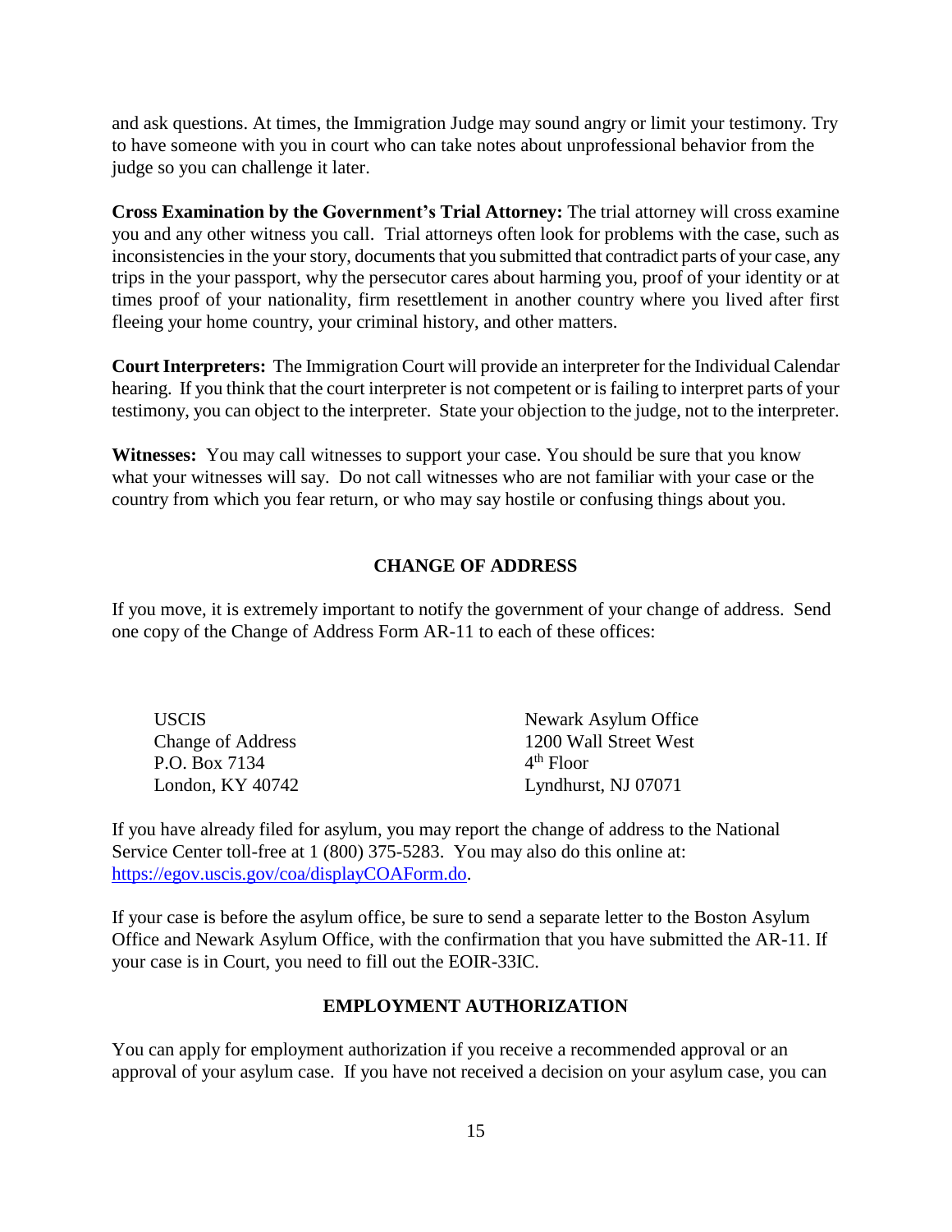and ask questions. At times, the Immigration Judge may sound angry or limit your testimony. Try to have someone with you in court who can take notes about unprofessional behavior from the judge so you can challenge it later.

**Cross Examination by the Government's Trial Attorney:** The trial attorney will cross examine you and any other witness you call. Trial attorneys often look for problems with the case, such as inconsistencies in the your story, documents that you submitted that contradict parts of your case, any trips in the your passport, why the persecutor cares about harming you, proof of your identity or at times proof of your nationality, firm resettlement in another country where you lived after first fleeing your home country, your criminal history, and other matters.

**Court Interpreters:** The Immigration Court will provide an interpreter for the Individual Calendar hearing. If you think that the court interpreter is not competent or is failing to interpret parts of your testimony, you can object to the interpreter. State your objection to the judge, not to the interpreter.

**Witnesses:** You may call witnesses to support your case. You should be sure that you know what your witnesses will say. Do not call witnesses who are not familiar with your case or the country from which you fear return, or who may say hostile or confusing things about you.

## CHANGE OF ADDRESS

If you move, it is extremely important to notify the government of your change of address. Send one copy of the Change of Address Form AR-11 to each of these offices:

USCIS
Change of Address
P.O. Box 7134
London, KY 40742

Newark Asylum Office
1200 Wall Street West
4th Floor
Lyndhurst, NJ 07071

If you have already filed for asylum, you may report the change of address to the National Service Center toll-free at 1 (800) 375-5283. You may also do this online at: https://egov.uscis.gov/coa/displayCOAForm.do.

If your case is before the asylum office, be sure to send a separate letter to the Boston Asylum Office and Newark Asylum Office, with the confirmation that you have submitted the AR-11. If your case is in Court, you need to fill out the EOIR-33IC.

## EMPLOYMENT AUTHORIZATION

You can apply for employment authorization if you receive a recommended approval or an approval of your asylum case. If you have not received a decision on your asylum case, you can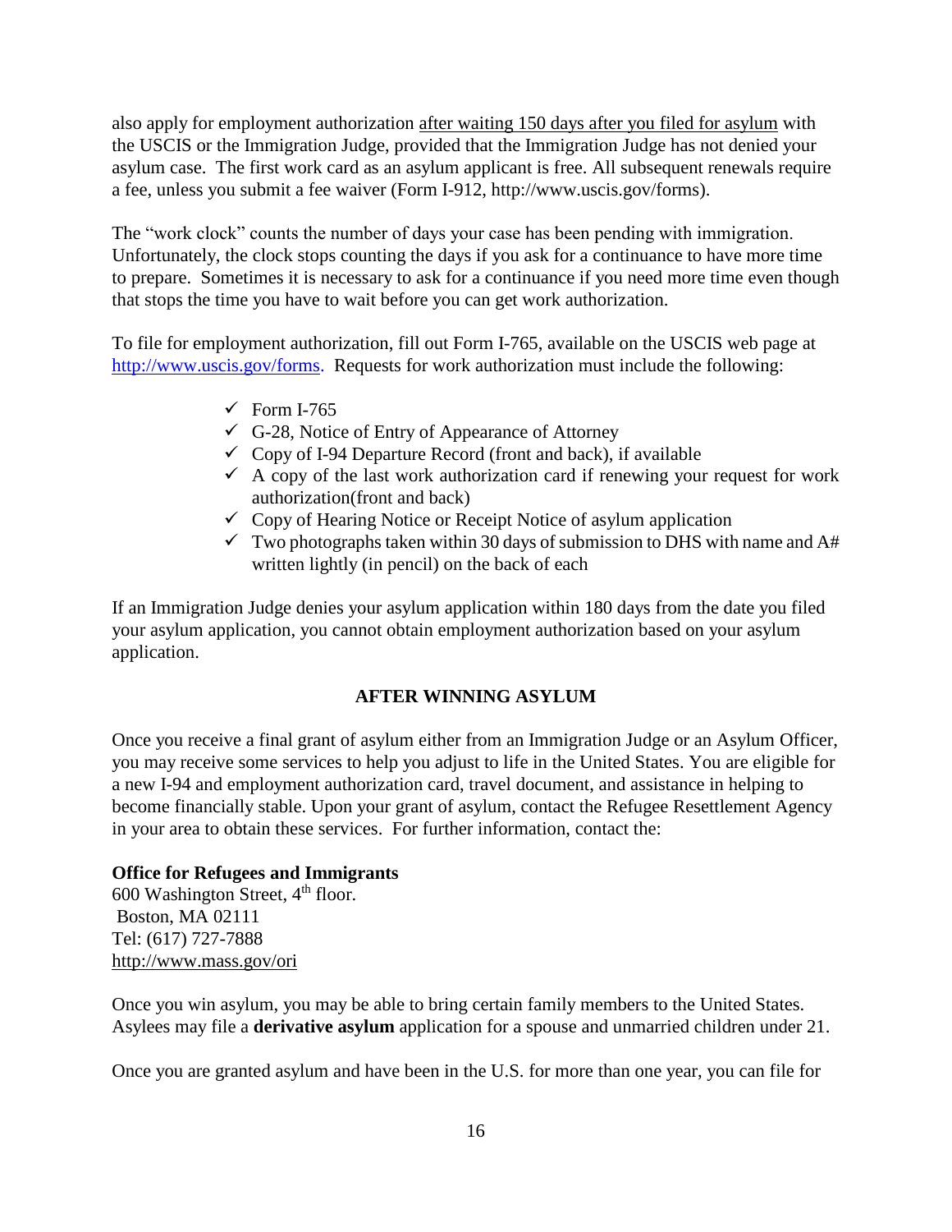also apply for employment authorization <u>after waiting 150 days after you filed for asylum</u> with the USCIS or the Immigration Judge, provided that the Immigration Judge has not denied your asylum case. The first work card as an asylum applicant is free. All subsequent renewals require a fee, unless you submit a fee waiver (Form I-912, http://www.uscis.gov/forms).

The "work clock" counts the number of days your case has been pending with immigration. Unfortunately, the clock stops counting the days if you ask for a continuance to have more time to prepare. Sometimes it is necessary to ask for a continuance if you need more time even though that stops the time you have to wait before you can get work authorization.

To file for employment authorization, fill out Form I-765, available on the USCIS web page at http://www.uscis.gov/forms. Requests for work authorization must include the following:

- ✓ Form I-765
- ✓ G-28, Notice of Entry of Appearance of Attorney
- ✓ Copy of I-94 Departure Record (front and back), if available
- ✓ A copy of the last work authorization card if renewing your request for work authorization(front and back)
- ✓ Copy of Hearing Notice or Receipt Notice of asylum application
- ✓ Two photographs taken within 30 days of submission to DHS with name and A# written lightly (in pencil) on the back of each

If an Immigration Judge denies your asylum application within 180 days from the date you filed your asylum application, you cannot obtain employment authorization based on your asylum application.

## AFTER WINNING ASYLUM

Once you receive a final grant of asylum either from an Immigration Judge or an Asylum Officer, you may receive some services to help you adjust to life in the United States. You are eligible for a new I-94 and employment authorization card, travel document, and assistance in helping to become financially stable. Upon your grant of asylum, contact the Refugee Resettlement Agency in your area to obtain these services. For further information, contact the:

**Office for Refugees and Immigrants**
600 Washington Street, 4th floor.
Boston, MA 02111
Tel: (617) 727-7888
http://www.mass.gov/ori

Once you win asylum, you may be able to bring certain family members to the United States. Asylees may file a **derivative asylum** application for a spouse and unmarried children under 21.

Once you are granted asylum and have been in the U.S. for more than one year, you can file for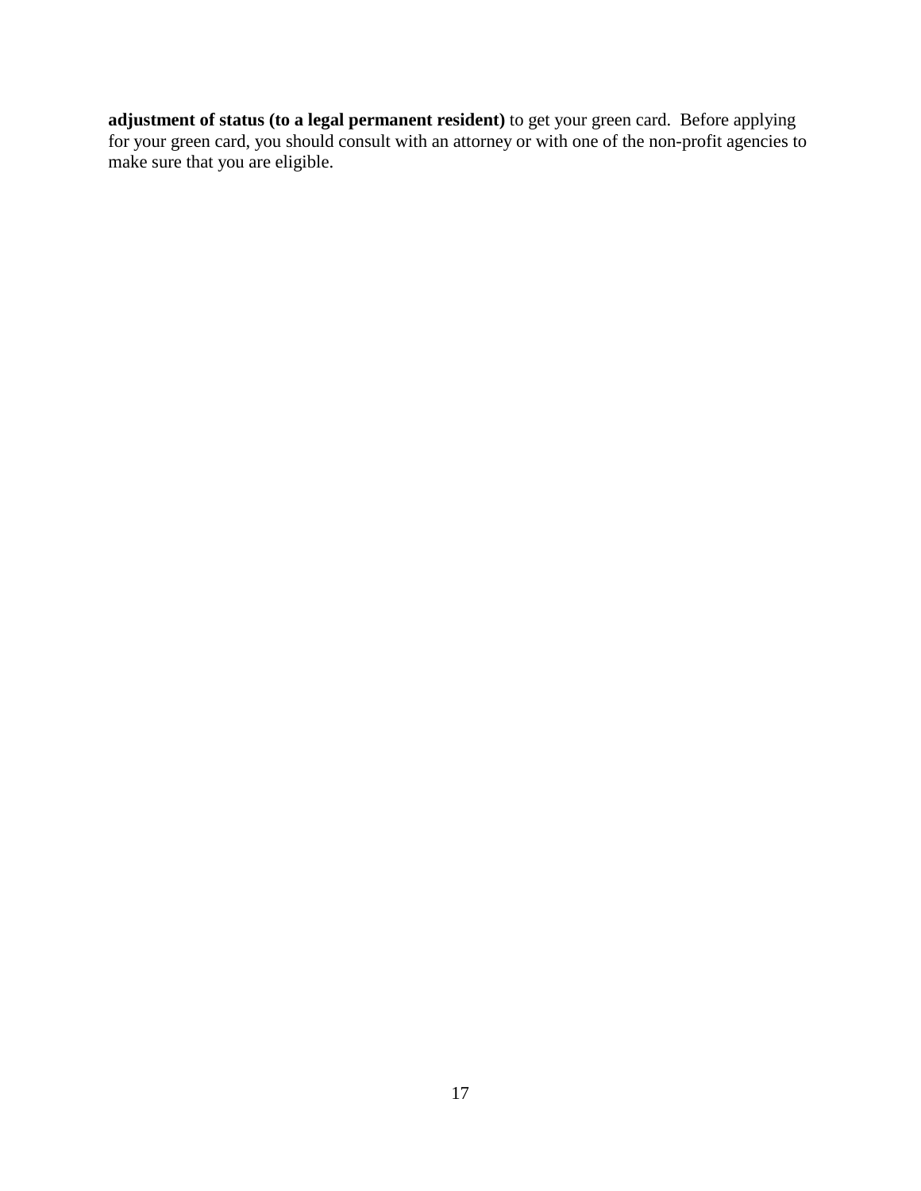**adjustment of status (to a legal permanent resident)** to get your green card. Before applying for your green card, you should consult with an attorney or with one of the non-profit agencies to make sure that you are eligible.